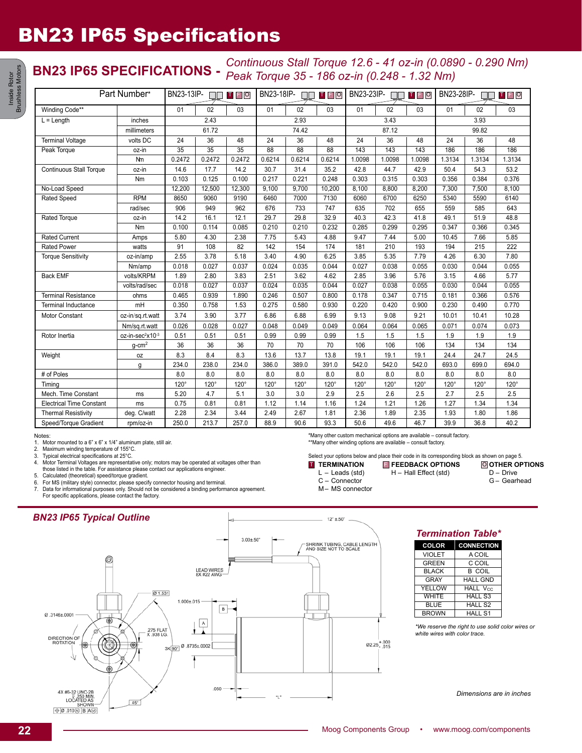# BN23 IP65 Specifications

## BN23 IP65 SPECIFICATIONS - *Continuous Stall Torque 12.6 - 41 oz-in (0.0890 - 0.290 Nm) Peak Torque 35 - 186 oz-in (0.248 - 1.32 Nm)*

| Part Number* | | BN23-13IP- □□ T F O | | | BN23-18IP- □□ T F O | | | BN23-23IP- □□ T F O | | | BN23-28IP- □□ T F O | | |
|---|---|---|---|---|---|---|---|---|---|---|---|---|---|
| Winding Code** | | 01 | 02 | 03 | 01 | 02 | 03 | 01 | 02 | 03 | 01 | 02 | 03 |
| L = Length | inches | 2.43 | | | 2.93 | | | 3.43 | | | 3.93 | | |
| | millimeters | 61.72 | | | 74.42 | | | 87.12 | | | 99.82 | | |
| Terminal Voltage | volts DC | 24 | 36 | 48 | 24 | 36 | 48 | 24 | 36 | 48 | 24 | 36 | 48 |
| Peak Torque | oz-in | 35 | 35 | 35 | 88 | 88 | 88 | 143 | 143 | 143 | 186 | 186 | 186 |
| | Nm | 0.2472 | 0.2472 | 0.2472 | 0.6214 | 0.6214 | 0.6214 | 1.0098 | 1.0098 | 1.0098 | 1.3134 | 1.3134 | 1.3134 |
| Continuous Stall Torque | oz-in | 14.6 | 17.7 | 14.2 | 30.7 | 31.4 | 35.2 | 42.8 | 44.7 | 42.9 | 50.4 | 54.3 | 53.2 |
| | Nm | 0.103 | 0.125 | 0.100 | 0.217 | 0.221 | 0.248 | 0.303 | 0.315 | 0.303 | 0.356 | 0.384 | 0.376 |
| No-Load Speed | | 12,200 | 12,500 | 12,300 | 9,100 | 9,700 | 10,200 | 8,100 | 8,800 | 8,200 | 7,300 | 7,500 | 8,100 |
| Rated Speed | RPM | 8650 | 9060 | 9190 | 6460 | 7000 | 7130 | 6060 | 6700 | 6250 | 5340 | 5590 | 6140 |
| | rad/sec | 906 | 949 | 962 | 676 | 733 | 747 | 635 | 702 | 655 | 559 | 585 | 643 |
| Rated Torque | oz-in | 14.2 | 16.1 | 12.1 | 29.7 | 29.8 | 32.9 | 40.3 | 42.3 | 41.8 | 49.1 | 51.9 | 48.8 |
| | Nm | 0.100 | 0.114 | 0.085 | 0.210 | 0.210 | 0.232 | 0.285 | 0.299 | 0.295 | 0.347 | 0.366 | 0.345 |
| Rated Current | Amps | 5.80 | 4.30 | 2.38 | 7.75 | 5.43 | 4.88 | 9.47 | 7.44 | 5.00 | 10.45 | 7.66 | 5.85 |
| Rated Power | watts | 91 | 108 | 82 | 142 | 154 | 174 | 181 | 210 | 193 | 194 | 215 | 222 |
| Torque Sensitivity | oz-in/amp | 2.55 | 3.78 | 5.18 | 3.40 | 4.90 | 6.25 | 3.85 | 5.35 | 7.79 | 4.26 | 6.30 | 7.80 |
| | Nm/amp | 0.018 | 0.027 | 0.037 | 0.024 | 0.035 | 0.044 | 0.027 | 0.038 | 0.055 | 0.030 | 0.044 | 0.055 |
| Back EMF | volts/KRPM | 1.89 | 2.80 | 3.83 | 2.51 | 3.62 | 4.62 | 2.85 | 3.96 | 5.76 | 3.15 | 4.66 | 5.77 |
| | volts/rad/sec | 0.018 | 0.027 | 0.037 | 0.024 | 0.035 | 0.044 | 0.027 | 0.038 | 0.055 | 0.030 | 0.044 | 0.055 |
| Terminal Resistance | ohms | 0.465 | 0.939 | 1.890 | 0.246 | 0.507 | 0.800 | 0.178 | 0.347 | 0.715 | 0.181 | 0.366 | 0.576 |
| Terminal Inductance | mH | 0.350 | 0.758 | 1.53 | 0.275 | 0.580 | 0.930 | 0.220 | 0.420 | 0.900 | 0.230 | 0.490 | 0.770 |
| Motor Constant | oz-in/sq.rt.watt | 3.74 | 3.90 | 3.77 | 6.86 | 6.88 | 6.99 | 9.13 | 9.08 | 9.21 | 10.01 | 10.41 | 10.28 |
| | Nm/sq.rt.watt | 0.026 | 0.028 | 0.027 | 0.048 | 0.049 | 0.049 | 0.064 | 0.064 | 0.065 | 0.071 | 0.074 | 0.073 |
| Rotor Inertia | oz-in-sec$^2$x10$^{-3}$ | 0.51 | 0.51 | 0.51 | 0.99 | 0.99 | 0.99 | 1.5 | 1.5 | 1.5 | 1.9 | 1.9 | 1.9 |
| | g-cm$^2$ | 36 | 36 | 36 | 70 | 70 | 70 | 106 | 106 | 106 | 134 | 134 | 134 |
| Weight | oz | 8.3 | 8.4 | 8.3 | 13.6 | 13.7 | 13.8 | 19.1 | 19.1 | 19.1 | 24.4 | 24.7 | 24.5 |
| | g | 234.0 | 238.0 | 234.0 | 386.0 | 389.0 | 391.0 | 542.0 | 542.0 | 542.0 | 693.0 | 699.0 | 694.0 |
| # of Poles | | 8.0 | 8.0 | 8.0 | 8.0 | 8.0 | 8.0 | 8.0 | 8.0 | 8.0 | 8.0 | 8.0 | 8.0 |
| Timing | | 120° | 120° | 120° | 120° | 120° | 120° | 120° | 120° | 120° | 120° | 120° | 120° |
| Mech. Time Constant | ms | 5.20 | 4.7 | 5.1 | 3.0 | 3.0 | 2.9 | 2.5 | 2.6 | 2.5 | 2.7 | 2.5 | 2.5 |
| Electrical Time Constant | ms | 0.75 | 0.81 | 0.81 | 1.12 | 1.14 | 1.16 | 1.24 | 1.21 | 1.26 | 1.27 | 1.34 | 1.34 |
| Thermal Resistivity | deg. C/watt | 2.28 | 2.34 | 3.44 | 2.49 | 2.67 | 1.81 | 2.36 | 1.89 | 2.35 | 1.93 | 1.80 | 1.86 |
| Speed/Torque Gradient | rpm/oz-in | 250.0 | 213.7 | 257.0 | 88.9 | 90.6 | 93.3 | 50.6 | 49.6 | 46.7 | 39.9 | 36.8 | 40.2 |

Notes:
1. Motor mounted to a 6" x 6" x 1/4" aluminum plate, still air.
2. Maximum winding temperature of 155°C.
3. Typical electrical specifications at 25°C.
4. Motor Terminal Voltages are representative only; motors may be operated at voltages other than those listed in the table. For assistance please contact our applications engineer.
5. Calculated (theoretical) speed/torque gradient.
6. For MS (military style) connector, please specify connector housing and terminal.
7. Data for informational purposes only. Should not be considered a binding performance agreement. For specific applications, please contact the factory.

*Many other custom mechanical options are available – consult factory.
**Many other winding options are available – consult factory.

Select your options below and place their code in its corresponding block as shown on page 5.

**T TERMINATION**
L – Leads (std)
C – Connector
M – MS connector

**F FEEDBACK OPTIONS**
H – Hall Effect (std)

**O OTHER OPTIONS**
D – Drive
G – Gearhead

### BN23 IP65 Typical Outline

12" ±.50"
3.00±.50"
SHRINK TUBING, CABLE LENGTH AND SIZE NOT TO SCALE
LEAD WIRES 8X #22 AWG
Ø 1.531
1.000±.015
B
A
Ø .3146±.0001
.275 FLAT X .938 LG.
DIRECTION OF ROTATION
3X 90° Ø .8735±.0002
Ø2.25 +.000 -.015
.050
"L"
4X #6-32 UNC-2B ⊽ .250 MIN. LOCATED AS SHOWN
45°
⊕ Ø .010 Ⓜ B A Ⓜ

### Termination Table*

| COLOR | CONNECTION |
|---|---|
| VIOLET | A COIL |
| GREEN | C COIL |
| BLACK | B COIL |
| GRAY | HALL GND |
| YELLOW | HALL $V_{CC}$ |
| WHITE | HALL S3 |
| BLUE | HALL S2 |
| BROWN | HALL S1 |

*We reserve the right to use solid color wires or white wires with color trace.*

*Dimensions are in inches*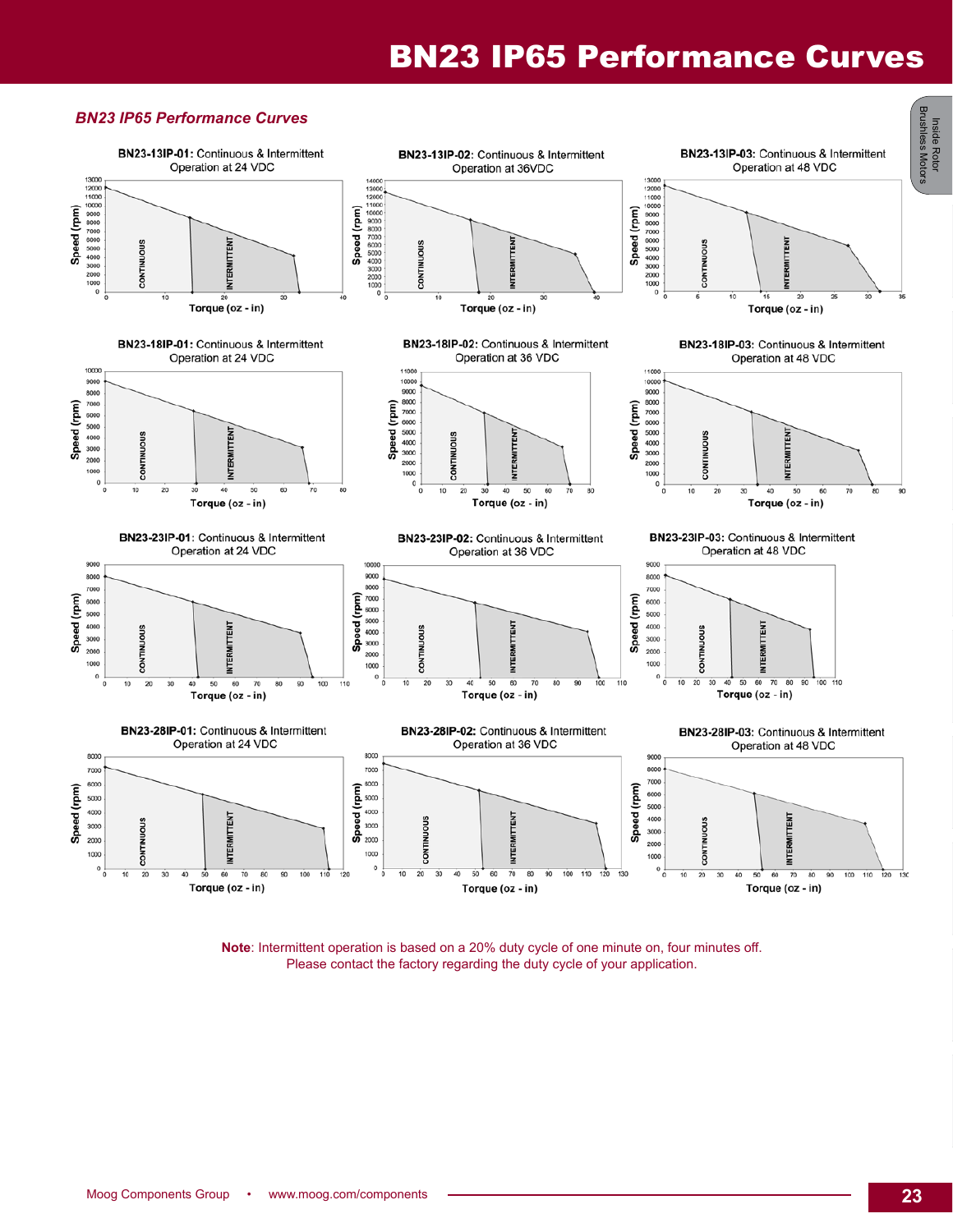# BN23 IP65 Performance Curves

## *BN23 IP65 Performance Curves*

**BN23-13IP-01:** Continuous & Intermittent Operation at 24 VDC

Speed (rpm)
13000 12000 11000 10000 9000 8000 7000 6000 5000 4000 3000 2000 1000 0
CONTINUOUS
INTERMITTENT
0 10 20 30 40
Torque (oz - in)

**BN23-13IP-02:** Continuous & Intermittent Operation at 36VDC

Speed (rpm)
14000 13000 12000 11000 10000 9000 8000 7000 6000 5000 4000 3000 2000 1000 0
CONTINUOUS
INTERMITTENT
0 10 20 30 40
Torque (oz - in)

**BN23-13IP-03:** Continuous & Intermittent Operation at 48 VDC

Speed (rpm)
13000 12000 11000 10000 9000 8000 7000 6000 5000 4000 3000 2000 1000 0
CONTINUOUS
INTERMITTENT
0 5 10 15 20 25 30 35
Torque (oz - in)

**BN23-18IP-01:** Continuous & Intermittent Operation at 24 VDC

Speed (rpm)
10000 9000 8000 7000 6000 5000 4000 3000 2000 1000 0
CONTINUOUS
INTERMITTENT
0 10 20 30 40 50 60 70 80
Torque (oz - in)

**BN23-18IP-02:** Continuous & Intermittent Operation at 36 VDC

Speed (rpm)
11000 10000 9000 8000 7000 6000 5000 4000 3000 2000 1000 0
CONTINUOUS
INTERMITTENT
0 10 20 30 40 50 60 70 80
Torque (oz - in)

**BN23-18IP-03:** Continuous & Intermittent Operation at 48 VDC

Speed (rpm)
11000 10000 9000 8000 7000 6000 5000 4000 3000 2000 1000 0
CONTINUOUS
INTERMITTENT
0 10 20 30 40 50 60 70 80 90
Torque (oz - in)

**BN23-23IP-01:** Continuous & Intermittent Operation at 24 VDC

Speed (rpm)
9000 8000 7000 6000 5000 4000 3000 2000 1000 0
CONTINUOUS
INTERMITTENT
0 10 20 30 40 50 60 70 80 90 100 110
Torque (oz - in)

**BN23-23IP-02:** Continuous & Intermittent Operation at 36 VDC

Speed (rpm)
10000 9000 8000 7000 6000 5000 4000 3000 2000 1000 0
CONTINUOUS
INTERMITTENT
0 10 20 30 40 50 60 70 80 90 100 110
Torque (oz - in)

**BN23-23IP-03:** Continuous & Intermittent Operation at 48 VDC

Speed (rpm)
9000 8000 7000 6000 5000 4000 3000 2000 1000 0
CONTINUOUS
INTERMITTENT
0 10 20 30 40 50 60 70 80 90 100 110
Torque (oz - in)

**BN23-28IP-01:** Continuous & Intermittent Operation at 24 VDC

Speed (rpm)
8000 7000 6000 5000 4000 3000 2000 1000 0
CONTINUOUS
INTERMITTENT
0 10 20 30 40 50 60 70 80 90 100 110 120
Torque (oz - in)

**BN23-28IP-02:** Continuous & Intermittent Operation at 36 VDC

Speed (rpm)
8000 7000 6000 5000 4000 3000 2000 1000 0
CONTINUOUS
INTERMITTENT
0 10 20 30 40 50 60 70 80 90 100 110 120 130
Torque (oz - in)

**BN23-28IP-03:** Continuous & Intermittent Operation at 48 VDC

Speed (rpm)
9000 8000 7000 6000 5000 4000 3000 2000 1000 0
CONTINUOUS
INTERMITTENT
0 10 20 30 40 50 60 70 80 90 100 110 120 130
Torque (oz - in)

**Note**: Intermittent operation is based on a 20% duty cycle of one minute on, four minutes off. Please contact the factory regarding the duty cycle of your application.